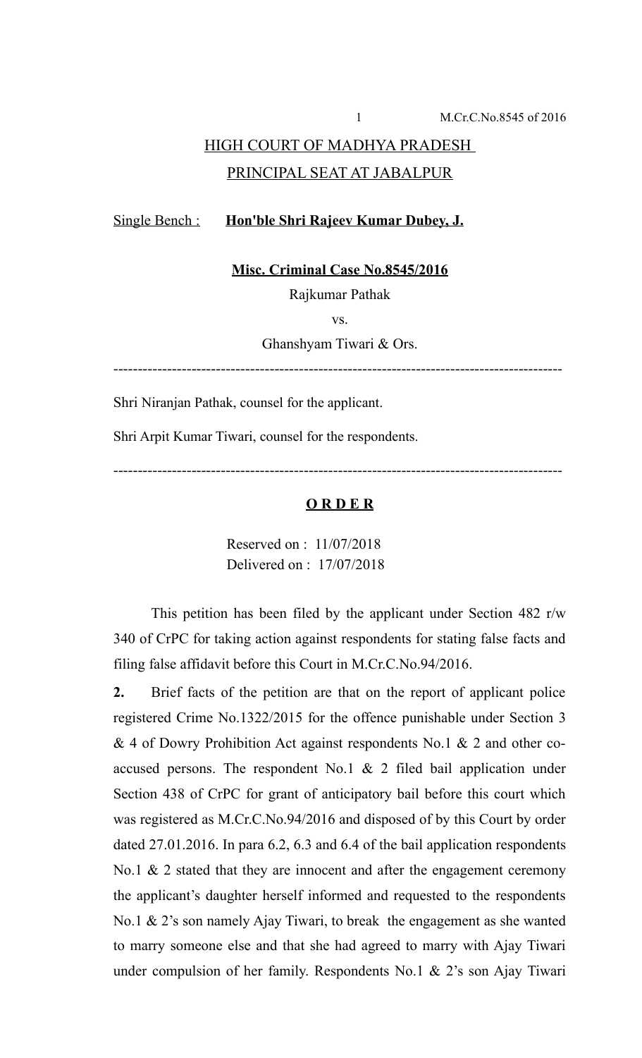## HIGH COURT OF MADHYA PRADESH
## PRINCIPAL SEAT AT JABALPUR

Single Bench : **Hon'ble Shri Rajeev Kumar Dubey, J.**

**Misc. Criminal Case No.8545/2016**

Rajkumar Pathak

vs.

Ghanshyam Tiwari & Ors.

---

Shri Niranjan Pathak, counsel for the applicant.

Shri Arpit Kumar Tiwari, counsel for the respondents.

---

**O R D E R**

Reserved on : 11/07/2018
Delivered on : 17/07/2018

This petition has been filed by the applicant under Section 482 r/w 340 of CrPC for taking action against respondents for stating false facts and filing false affidavit before this Court in M.Cr.C.No.94/2016.

**2.** Brief facts of the petition are that on the report of applicant police registered Crime No.1322/2015 for the offence punishable under Section 3 & 4 of Dowry Prohibition Act against respondents No.1 & 2 and other co-accused persons. The respondent No.1 & 2 filed bail application under Section 438 of CrPC for grant of anticipatory bail before this court which was registered as M.Cr.C.No.94/2016 and disposed of by this Court by order dated 27.01.2016. In para 6.2, 6.3 and 6.4 of the bail application respondents No.1 & 2 stated that they are innocent and after the engagement ceremony the applicant's daughter herself informed and requested to the respondents No.1 & 2's son namely Ajay Tiwari, to break the engagement as she wanted to marry someone else and that she had agreed to marry with Ajay Tiwari under compulsion of her family. Respondents No.1 & 2's son Ajay Tiwari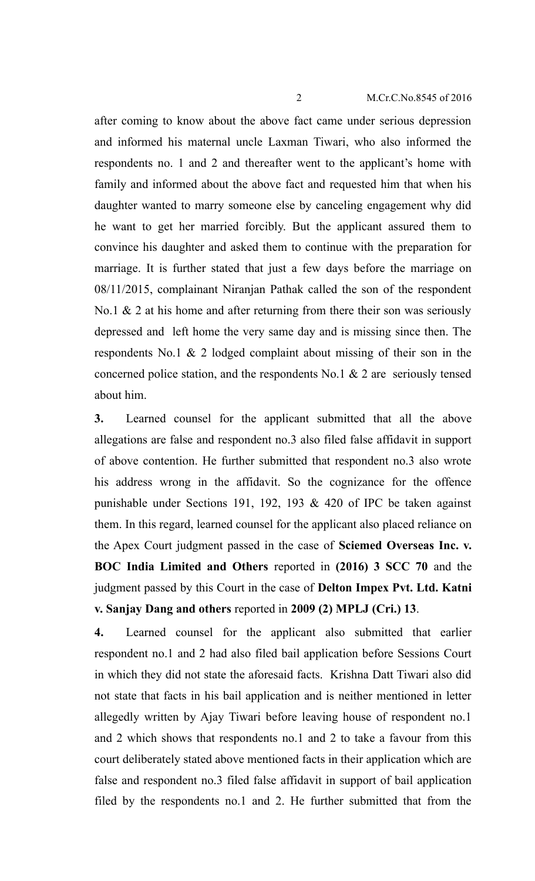after coming to know about the above fact came under serious depression and informed his maternal uncle Laxman Tiwari, who also informed the respondents no. 1 and 2 and thereafter went to the applicant's home with family and informed about the above fact and requested him that when his daughter wanted to marry someone else by canceling engagement why did he want to get her married forcibly. But the applicant assured them to convince his daughter and asked them to continue with the preparation for marriage. It is further stated that just a few days before the marriage on 08/11/2015, complainant Niranjan Pathak called the son of the respondent No.1 & 2 at his home and after returning from there their son was seriously depressed and left home the very same day and is missing since then. The respondents No.1 & 2 lodged complaint about missing of their son in the concerned police station, and the respondents No.1 & 2 are seriously tensed about him.

**3.** Learned counsel for the applicant submitted that all the above allegations are false and respondent no.3 also filed false affidavit in support of above contention. He further submitted that respondent no.3 also wrote his address wrong in the affidavit. So the cognizance for the offence punishable under Sections 191, 192, 193 & 420 of IPC be taken against them. In this regard, learned counsel for the applicant also placed reliance on the Apex Court judgment passed in the case of **Sciemed Overseas Inc. v. BOC India Limited and Others** reported in **(2016) 3 SCC 70** and the judgment passed by this Court in the case of **Delton Impex Pvt. Ltd. Katni v. Sanjay Dang and others** reported in **2009 (2) MPLJ (Cri.) 13**.

**4.** Learned counsel for the applicant also submitted that earlier respondent no.1 and 2 had also filed bail application before Sessions Court in which they did not state the aforesaid facts. Krishna Datt Tiwari also did not state that facts in his bail application and is neither mentioned in letter allegedly written by Ajay Tiwari before leaving house of respondent no.1 and 2 which shows that respondents no.1 and 2 to take a favour from this court deliberately stated above mentioned facts in their application which are false and respondent no.3 filed false affidavit in support of bail application filed by the respondents no.1 and 2. He further submitted that from the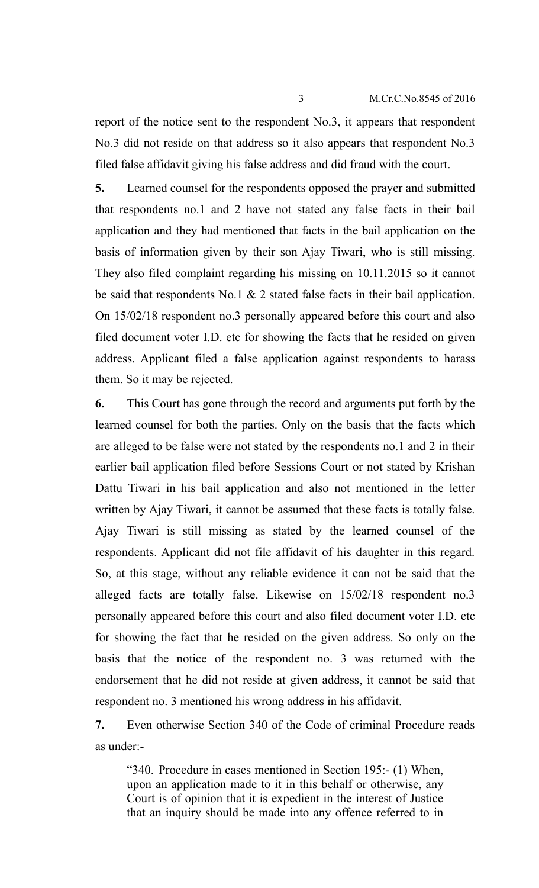report of the notice sent to the respondent No.3, it appears that respondent No.3 did not reside on that address so it also appears that respondent No.3 filed false affidavit giving his false address and did fraud with the court.

**5.** Learned counsel for the respondents opposed the prayer and submitted that respondents no.1 and 2 have not stated any false facts in their bail application and they had mentioned that facts in the bail application on the basis of information given by their son Ajay Tiwari, who is still missing. They also filed complaint regarding his missing on 10.11.2015 so it cannot be said that respondents No.1 & 2 stated false facts in their bail application. On 15/02/18 respondent no.3 personally appeared before this court and also filed document voter I.D. etc for showing the facts that he resided on given address. Applicant filed a false application against respondents to harass them. So it may be rejected.

**6.** This Court has gone through the record and arguments put forth by the learned counsel for both the parties. Only on the basis that the facts which are alleged to be false were not stated by the respondents no.1 and 2 in their earlier bail application filed before Sessions Court or not stated by Krishan Dattu Tiwari in his bail application and also not mentioned in the letter written by Ajay Tiwari, it cannot be assumed that these facts is totally false. Ajay Tiwari is still missing as stated by the learned counsel of the respondents. Applicant did not file affidavit of his daughter in this regard. So, at this stage, without any reliable evidence it can not be said that the alleged facts are totally false. Likewise on 15/02/18 respondent no.3 personally appeared before this court and also filed document voter I.D. etc for showing the fact that he resided on the given address. So only on the basis that the notice of the respondent no. 3 was returned with the endorsement that he did not reside at given address, it cannot be said that respondent no. 3 mentioned his wrong address in his affidavit.

**7.** Even otherwise Section 340 of the Code of criminal Procedure reads as under:-

> "340. Procedure in cases mentioned in Section 195:- (1) When, upon an application made to it in this behalf or otherwise, any Court is of opinion that it is expedient in the interest of Justice that an inquiry should be made into any offence referred to in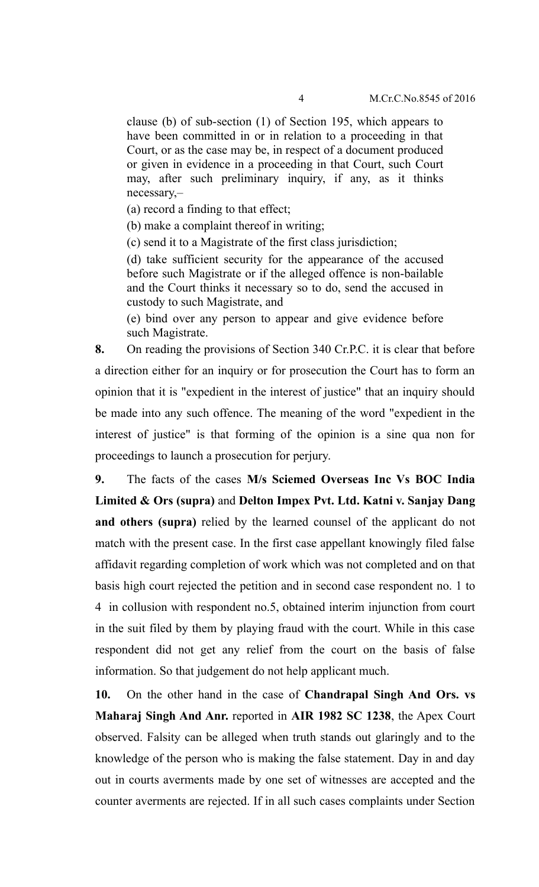clause (b) of sub-section (1) of Section 195, which appears to have been committed in or in relation to a proceeding in that Court, or as the case may be, in respect of a document produced or given in evidence in a proceeding in that Court, such Court may, after such preliminary inquiry, if any, as it thinks necessary,–

(a) record a finding to that effect;

(b) make a complaint thereof in writing;

(c) send it to a Magistrate of the first class jurisdiction;

(d) take sufficient security for the appearance of the accused before such Magistrate or if the alleged offence is non-bailable and the Court thinks it necessary so to do, send the accused in custody to such Magistrate, and

(e) bind over any person to appear and give evidence before such Magistrate.

**8.** On reading the provisions of Section 340 Cr.P.C. it is clear that before a direction either for an inquiry or for prosecution the Court has to form an opinion that it is "expedient in the interest of justice" that an inquiry should be made into any such offence. The meaning of the word "expedient in the interest of justice" is that forming of the opinion is a sine qua non for proceedings to launch a prosecution for perjury.

**9.** The facts of the cases **M/s Sciemed Overseas Inc Vs BOC India Limited & Ors (supra)** and **Delton Impex Pvt. Ltd. Katni v. Sanjay Dang and others (supra)** relied by the learned counsel of the applicant do not match with the present case. In the first case appellant knowingly filed false affidavit regarding completion of work which was not completed and on that basis high court rejected the petition and in second case respondent no. 1 to 4 in collusion with respondent no.5, obtained interim injunction from court in the suit filed by them by playing fraud with the court. While in this case respondent did not get any relief from the court on the basis of false information. So that judgement do not help applicant much.

**10.** On the other hand in the case of **Chandrapal Singh And Ors. vs Maharaj Singh And Anr.** reported in **AIR 1982 SC 1238**, the Apex Court observed. Falsity can be alleged when truth stands out glaringly and to the knowledge of the person who is making the false statement. Day in and day out in courts averments made by one set of witnesses are accepted and the counter averments are rejected. If in all such cases complaints under Section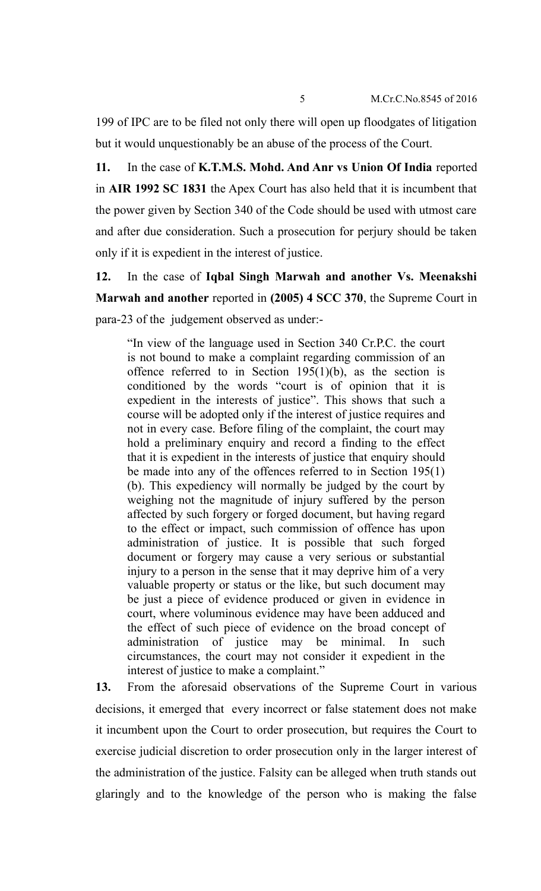199 of IPC are to be filed not only there will open up floodgates of litigation but it would unquestionably be an abuse of the process of the Court.

**11.** In the case of **K.T.M.S. Mohd. And Anr vs Union Of India** reported in **AIR 1992 SC 1831** the Apex Court has also held that it is incumbent that the power given by Section 340 of the Code should be used with utmost care and after due consideration. Such a prosecution for perjury should be taken only if it is expedient in the interest of justice.

**12.** In the case of **Iqbal Singh Marwah and another Vs. Meenakshi Marwah and another** reported in **(2005) 4 SCC 370**, the Supreme Court in para-23 of the judgement observed as under:-

> "In view of the language used in Section 340 Cr.P.C. the court is not bound to make a complaint regarding commission of an offence referred to in Section 195(1)(b), as the section is conditioned by the words "court is of opinion that it is expedient in the interests of justice". This shows that such a course will be adopted only if the interest of justice requires and not in every case. Before filing of the complaint, the court may hold a preliminary enquiry and record a finding to the effect that it is expedient in the interests of justice that enquiry should be made into any of the offences referred to in Section 195(1)(b). This expediency will normally be judged by the court by weighing not the magnitude of injury suffered by the person affected by such forgery or forged document, but having regard to the effect or impact, such commission of offence has upon administration of justice. It is possible that such forged document or forgery may cause a very serious or substantial injury to a person in the sense that it may deprive him of a very valuable property or status or the like, but such document may be just a piece of evidence produced or given in evidence in court, where voluminous evidence may have been adduced and the effect of such piece of evidence on the broad concept of administration of justice may be minimal. In such circumstances, the court may not consider it expedient in the interest of justice to make a complaint."

**13.** From the aforesaid observations of the Supreme Court in various decisions, it emerged that every incorrect or false statement does not make it incumbent upon the Court to order prosecution, but requires the Court to exercise judicial discretion to order prosecution only in the larger interest of the administration of the justice. Falsity can be alleged when truth stands out glaringly and to the knowledge of the person who is making the false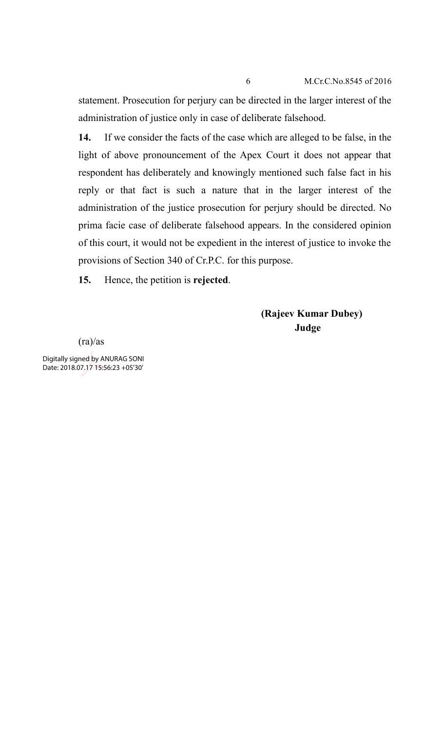statement. Prosecution for perjury can be directed in the larger interest of the administration of justice only in case of deliberate falsehood.

**14.** If we consider the facts of the case which are alleged to be false, in the light of above pronouncement of the Apex Court it does not appear that respondent has deliberately and knowingly mentioned such false fact in his reply or that fact is such a nature that in the larger interest of the administration of the justice prosecution for perjury should be directed. No prima facie case of deliberate falsehood appears. In the considered opinion of this court, it would not be expedient in the interest of justice to invoke the provisions of Section 340 of Cr.P.C. for this purpose.

**15.** Hence, the petition is **rejected**.

**(Rajeev Kumar Dubey)**
**Judge**

(ra)/as

Digitally signed by ANURAG SONI
Date: 2018.07.17 15:56:23 +05'30'